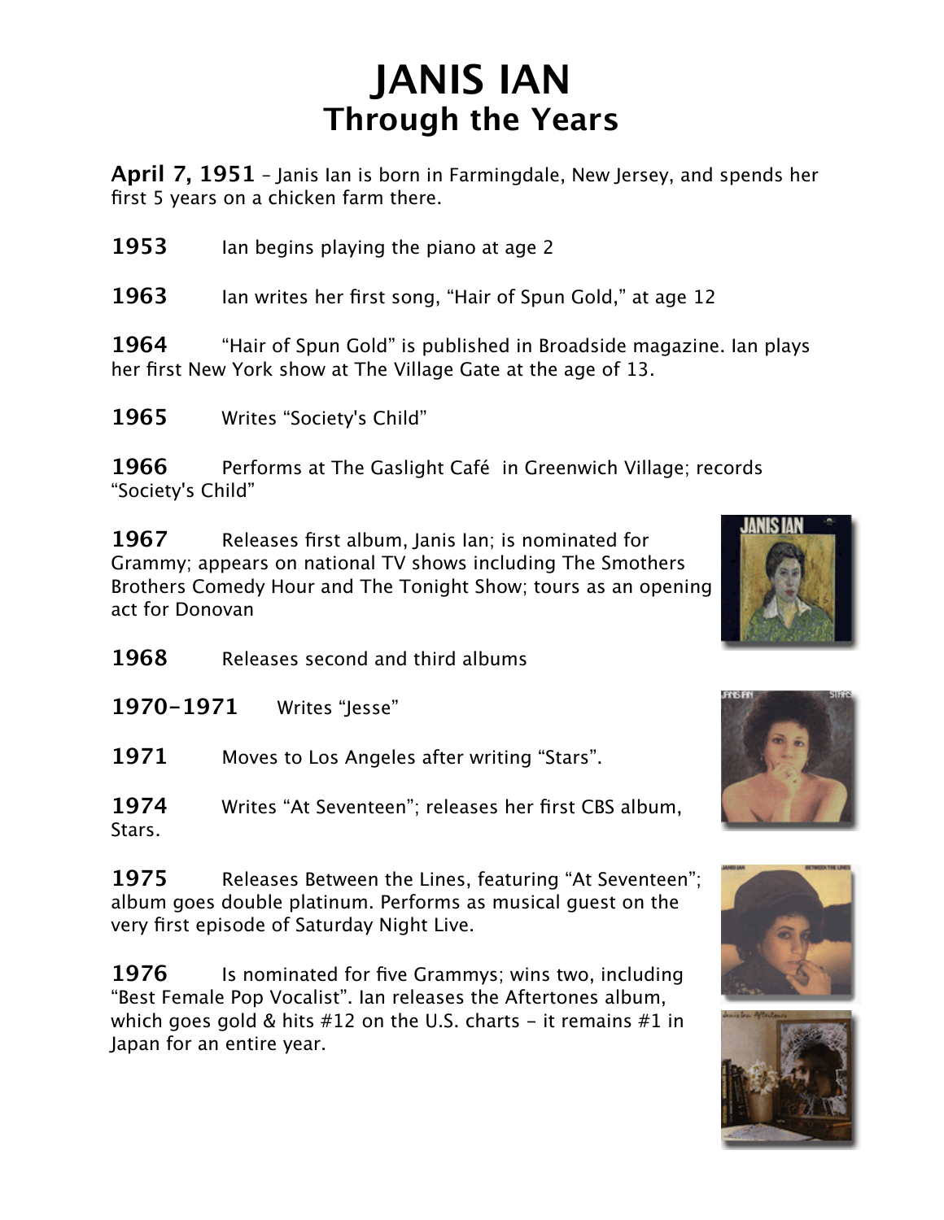# JANIS IAN
## Through the Years

**April 7, 1951** – Janis Ian is born in Farmingdale, New Jersey, and spends her first 5 years on a chicken farm there.

**1953** Ian begins playing the piano at age 2

**1963** Ian writes her first song, "Hair of Spun Gold," at age 12

**1964** "Hair of Spun Gold" is published in Broadside magazine. Ian plays her first New York show at The Village Gate at the age of 13.

**1965** Writes "Society's Child"

**1966** Performs at The Gaslight Café in Greenwich Village; records "Society's Child"

**1967** Releases first album, Janis Ian; is nominated for Grammy; appears on national TV shows including The Smothers Brothers Comedy Hour and The Tonight Show; tours as an opening act for Donovan

**1968** Releases second and third albums

**1970-1971** Writes "Jesse"

**1971** Moves to Los Angeles after writing "Stars".

**1974** Writes "At Seventeen"; releases her first CBS album, Stars.

**1975** Releases Between the Lines, featuring "At Seventeen"; album goes double platinum. Performs as musical guest on the very first episode of Saturday Night Live.

**1976** Is nominated for five Grammys; wins two, including "Best Female Pop Vocalist". Ian releases the Aftertones album, which goes gold & hits #12 on the U.S. charts – it remains #1 in Japan for an entire year.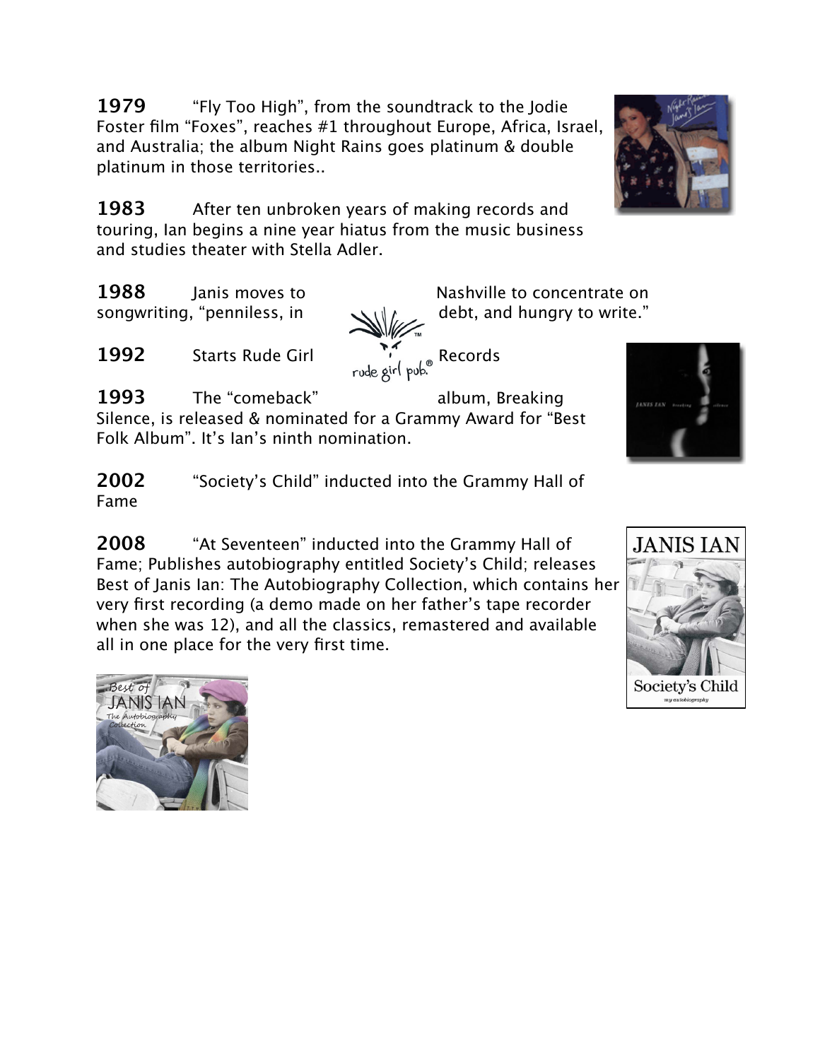**1979** “Fly Too High”, from the soundtrack to the Jodie Foster film “Foxes”, reaches #1 throughout Europe, Africa, Israel, and Australia; the album Night Rains goes platinum & double platinum in those territories..

**1983** After ten unbroken years of making records and touring, Ian begins a nine year hiatus from the music business and studies theater with Stella Adler.

**1988** Janis moves to Nashville to concentrate on songwriting, “penniless, in debt, and hungry to write.”

**1992** Starts Rude Girl Records

**1993** The “comeback” album, Breaking Silence, is released & nominated for a Grammy Award for “Best Folk Album”. It’s Ian’s ninth nomination.

**2002** “Society’s Child” inducted into the Grammy Hall of Fame

**2008** “At Seventeen” inducted into the Grammy Hall of Fame; Publishes autobiography entitled Society’s Child; releases Best of Janis Ian: The Autobiography Collection, which contains her very first recording (a demo made on her father’s tape recorder when she was 12), and all the classics, remastered and available all in one place for the very first time.